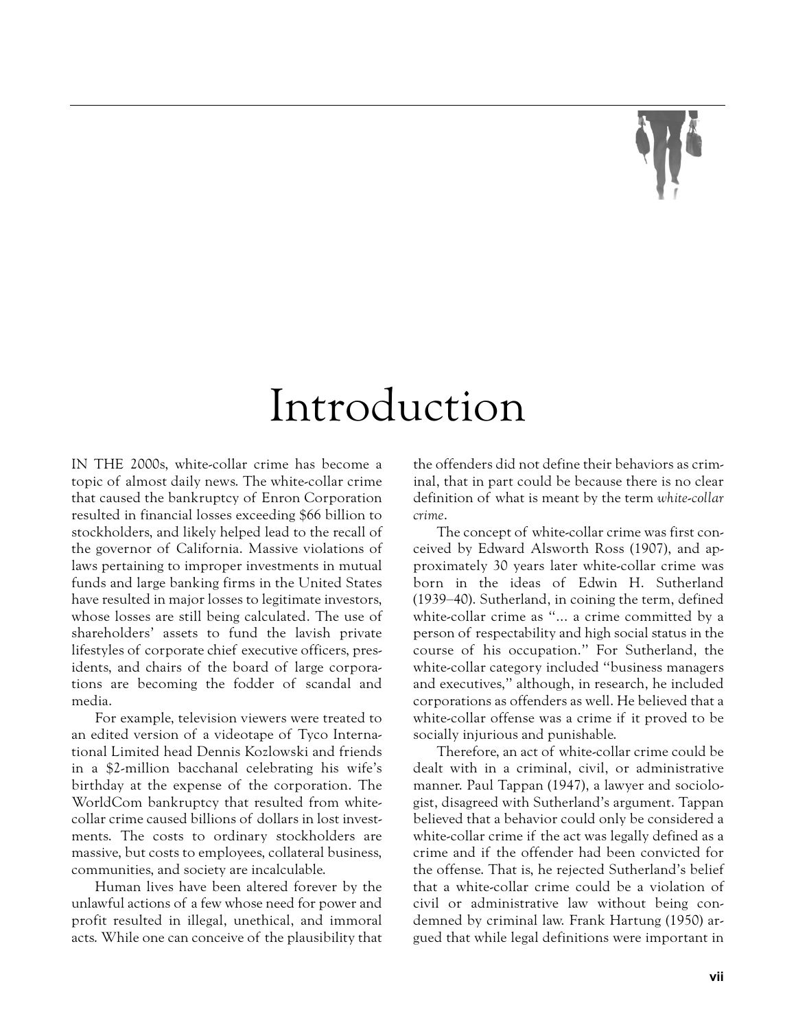# Introduction

IN THE 2000s, white-collar crime has become a topic of almost daily news. The white-collar crime that caused the bankruptcy of Enron Corporation resulted in financial losses exceeding $66 billion to stockholders, and likely helped lead to the recall of the governor of California. Massive violations of laws pertaining to improper investments in mutual funds and large banking firms in the United States have resulted in major losses to legitimate investors, whose losses are still being calculated. The use of shareholders' assets to fund the lavish private lifestyles of corporate chief executive officers, presidents, and chairs of the board of large corporations are becoming the fodder of scandal and media.

For example, television viewers were treated to an edited version of a videotape of Tyco International Limited head Dennis Kozlowski and friends in a $2-million bacchanal celebrating his wife's birthday at the expense of the corporation. The WorldCom bankruptcy that resulted from white-collar crime caused billions of dollars in lost investments. The costs to ordinary stockholders are massive, but costs to employees, collateral business, communities, and society are incalculable.

Human lives have been altered forever by the unlawful actions of a few whose need for power and profit resulted in illegal, unethical, and immoral acts. While one can conceive of the plausibility that the offenders did not define their behaviors as criminal, that in part could be because there is no clear definition of what is meant by the term *white-collar crime*.

The concept of white-collar crime was first conceived by Edward Alsworth Ross (1907), and approximately 30 years later white-collar crime was born in the ideas of Edwin H. Sutherland (1939–40). Sutherland, in coining the term, defined white-collar crime as "... a crime committed by a person of respectability and high social status in the course of his occupation." For Sutherland, the white-collar category included "business managers and executives," although, in research, he included corporations as offenders as well. He believed that a white-collar offense was a crime if it proved to be socially injurious and punishable.

Therefore, an act of white-collar crime could be dealt with in a criminal, civil, or administrative manner. Paul Tappan (1947), a lawyer and sociologist, disagreed with Sutherland's argument. Tappan believed that a behavior could only be considered a white-collar crime if the act was legally defined as a crime and if the offender had been convicted for the offense. That is, he rejected Sutherland's belief that a white-collar crime could be a violation of civil or administrative law without being condemned by criminal law. Frank Hartung (1950) argued that while legal definitions were important in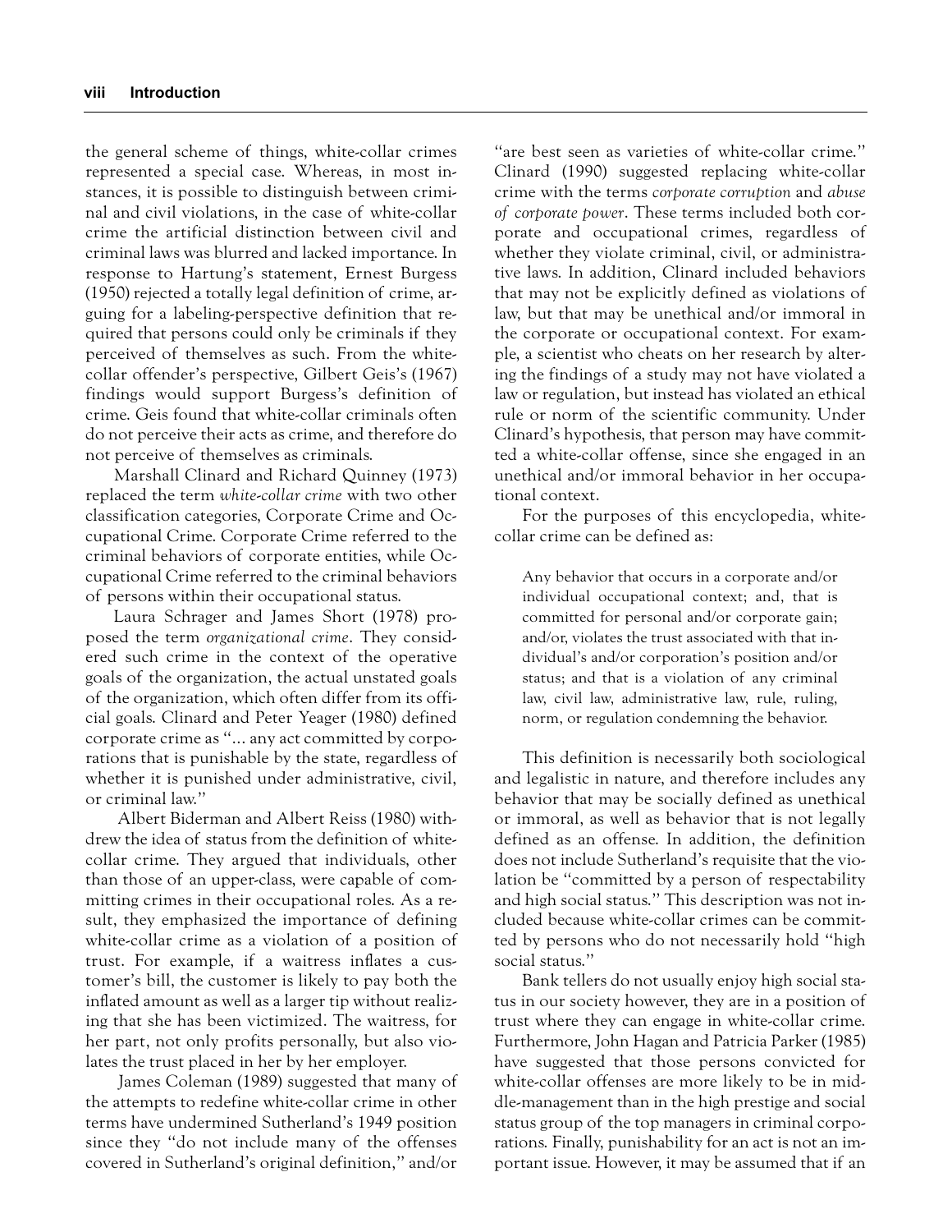the general scheme of things, white-collar crimes represented a special case. Whereas, in most instances, it is possible to distinguish between criminal and civil violations, in the case of white-collar crime the artificial distinction between civil and criminal laws was blurred and lacked importance. In response to Hartung's statement, Ernest Burgess (1950) rejected a totally legal definition of crime, arguing for a labeling-perspective definition that required that persons could only be criminals if they perceived of themselves as such. From the white-collar offender's perspective, Gilbert Geis's (1967) findings would support Burgess's definition of crime. Geis found that white-collar criminals often do not perceive their acts as crime, and therefore do not perceive of themselves as criminals.

Marshall Clinard and Richard Quinney (1973) replaced the term *white-collar crime* with two other classification categories, Corporate Crime and Occupational Crime. Corporate Crime referred to the criminal behaviors of corporate entities, while Occupational Crime referred to the criminal behaviors of persons within their occupational status.

Laura Schrager and James Short (1978) proposed the term *organizational crime*. They considered such crime in the context of the operative goals of the organization, the actual unstated goals of the organization, which often differ from its official goals. Clinard and Peter Yeager (1980) defined corporate crime as "... any act committed by corporations that is punishable by the state, regardless of whether it is punished under administrative, civil, or criminal law."

Albert Biderman and Albert Reiss (1980) withdrew the idea of status from the definition of white-collar crime. They argued that individuals, other than those of an upper-class, were capable of committing crimes in their occupational roles. As a result, they emphasized the importance of defining white-collar crime as a violation of a position of trust. For example, if a waitress inflates a customer's bill, the customer is likely to pay both the inflated amount as well as a larger tip without realizing that she has been victimized. The waitress, for her part, not only profits personally, but also violates the trust placed in her by her employer.

James Coleman (1989) suggested that many of the attempts to redefine white-collar crime in other terms have undermined Sutherland's 1949 position since they "do not include many of the offenses covered in Sutherland's original definition," and/or "are best seen as varieties of white-collar crime." Clinard (1990) suggested replacing white-collar crime with the terms *corporate corruption* and *abuse of corporate power*. These terms included both corporate and occupational crimes, regardless of whether they violate criminal, civil, or administrative laws. In addition, Clinard included behaviors that may not be explicitly defined as violations of law, but that may be unethical and/or immoral in the corporate or occupational context. For example, a scientist who cheats on her research by altering the findings of a study may not have violated a law or regulation, but instead has violated an ethical rule or norm of the scientific community. Under Clinard's hypothesis, that person may have committed a white-collar offense, since she engaged in an unethical and/or immoral behavior in her occupational context.

For the purposes of this encyclopedia, white-collar crime can be defined as:

> Any behavior that occurs in a corporate and/or individual occupational context; and, that is committed for personal and/or corporate gain; and/or, violates the trust associated with that individual's and/or corporation's position and/or status; and that is a violation of any criminal law, civil law, administrative law, rule, ruling, norm, or regulation condemning the behavior.

This definition is necessarily both sociological and legalistic in nature, and therefore includes any behavior that may be socially defined as unethical or immoral, as well as behavior that is not legally defined as an offense. In addition, the definition does not include Sutherland's requisite that the violation be "committed by a person of respectability and high social status." This description was not included because white-collar crimes can be committed by persons who do not necessarily hold "high social status."

Bank tellers do not usually enjoy high social status in our society however, they are in a position of trust where they can engage in white-collar crime. Furthermore, John Hagan and Patricia Parker (1985) have suggested that those persons convicted for white-collar offenses are more likely to be in middle-management than in the high prestige and social status group of the top managers in criminal corporations. Finally, punishability for an act is not an important issue. However, it may be assumed that if an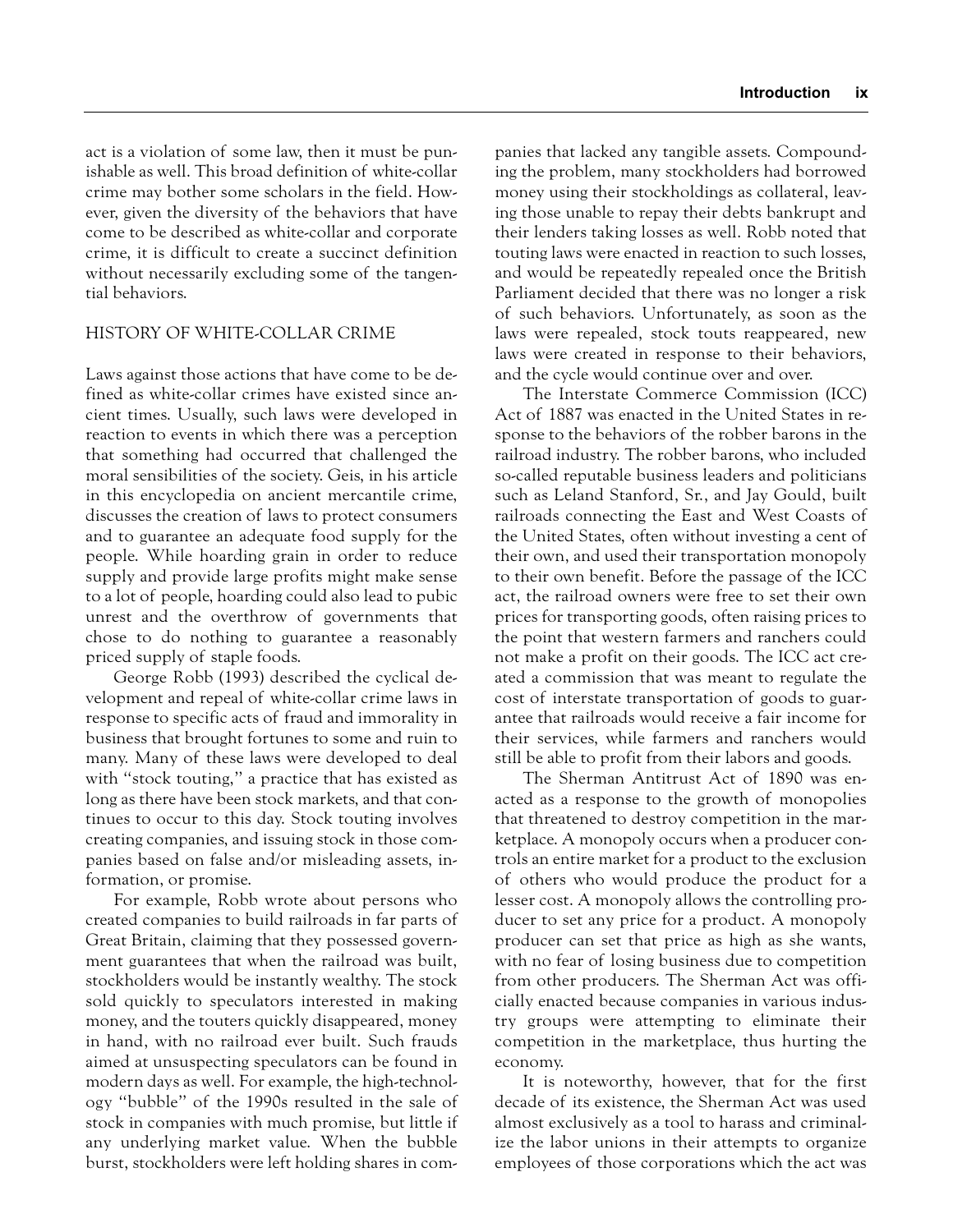act is a violation of some law, then it must be punishable as well. This broad definition of white-collar crime may bother some scholars in the field. However, given the diversity of the behaviors that have come to be described as white-collar and corporate crime, it is difficult to create a succinct definition without necessarily excluding some of the tangential behaviors.

## HISTORY OF WHITE-COLLAR CRIME

Laws against those actions that have come to be defined as white-collar crimes have existed since ancient times. Usually, such laws were developed in reaction to events in which there was a perception that something had occurred that challenged the moral sensibilities of the society. Geis, in his article in this encyclopedia on ancient mercantile crime, discusses the creation of laws to protect consumers and to guarantee an adequate food supply for the people. While hoarding grain in order to reduce supply and provide large profits might make sense to a lot of people, hoarding could also lead to pubic unrest and the overthrow of governments that chose to do nothing to guarantee a reasonably priced supply of staple foods.

George Robb (1993) described the cyclical development and repeal of white-collar crime laws in response to specific acts of fraud and immorality in business that brought fortunes to some and ruin to many. Many of these laws were developed to deal with "stock touting," a practice that has existed as long as there have been stock markets, and that continues to occur to this day. Stock touting involves creating companies, and issuing stock in those companies based on false and/or misleading assets, information, or promise.

For example, Robb wrote about persons who created companies to build railroads in far parts of Great Britain, claiming that they possessed government guarantees that when the railroad was built, stockholders would be instantly wealthy. The stock sold quickly to speculators interested in making money, and the touters quickly disappeared, money in hand, with no railroad ever built. Such frauds aimed at unsuspecting speculators can be found in modern days as well. For example, the high-technology "bubble" of the 1990s resulted in the sale of stock in companies with much promise, but little if any underlying market value. When the bubble burst, stockholders were left holding shares in companies that lacked any tangible assets. Compounding the problem, many stockholders had borrowed money using their stockholdings as collateral, leaving those unable to repay their debts bankrupt and their lenders taking losses as well. Robb noted that touting laws were enacted in reaction to such losses, and would be repeatedly repealed once the British Parliament decided that there was no longer a risk of such behaviors. Unfortunately, as soon as the laws were repealed, stock touts reappeared, new laws were created in response to their behaviors, and the cycle would continue over and over.

The Interstate Commerce Commission (ICC) Act of 1887 was enacted in the United States in response to the behaviors of the robber barons in the railroad industry. The robber barons, who included so-called reputable business leaders and politicians such as Leland Stanford, Sr., and Jay Gould, built railroads connecting the East and West Coasts of the United States, often without investing a cent of their own, and used their transportation monopoly to their own benefit. Before the passage of the ICC act, the railroad owners were free to set their own prices for transporting goods, often raising prices to the point that western farmers and ranchers could not make a profit on their goods. The ICC act created a commission that was meant to regulate the cost of interstate transportation of goods to guarantee that railroads would receive a fair income for their services, while farmers and ranchers would still be able to profit from their labors and goods.

The Sherman Antitrust Act of 1890 was enacted as a response to the growth of monopolies that threatened to destroy competition in the marketplace. A monopoly occurs when a producer controls an entire market for a product to the exclusion of others who would produce the product for a lesser cost. A monopoly allows the controlling producer to set any price for a product. A monopoly producer can set that price as high as she wants, with no fear of losing business due to competition from other producers. The Sherman Act was officially enacted because companies in various industry groups were attempting to eliminate their competition in the marketplace, thus hurting the economy.

It is noteworthy, however, that for the first decade of its existence, the Sherman Act was used almost exclusively as a tool to harass and criminalize the labor unions in their attempts to organize employees of those corporations which the act was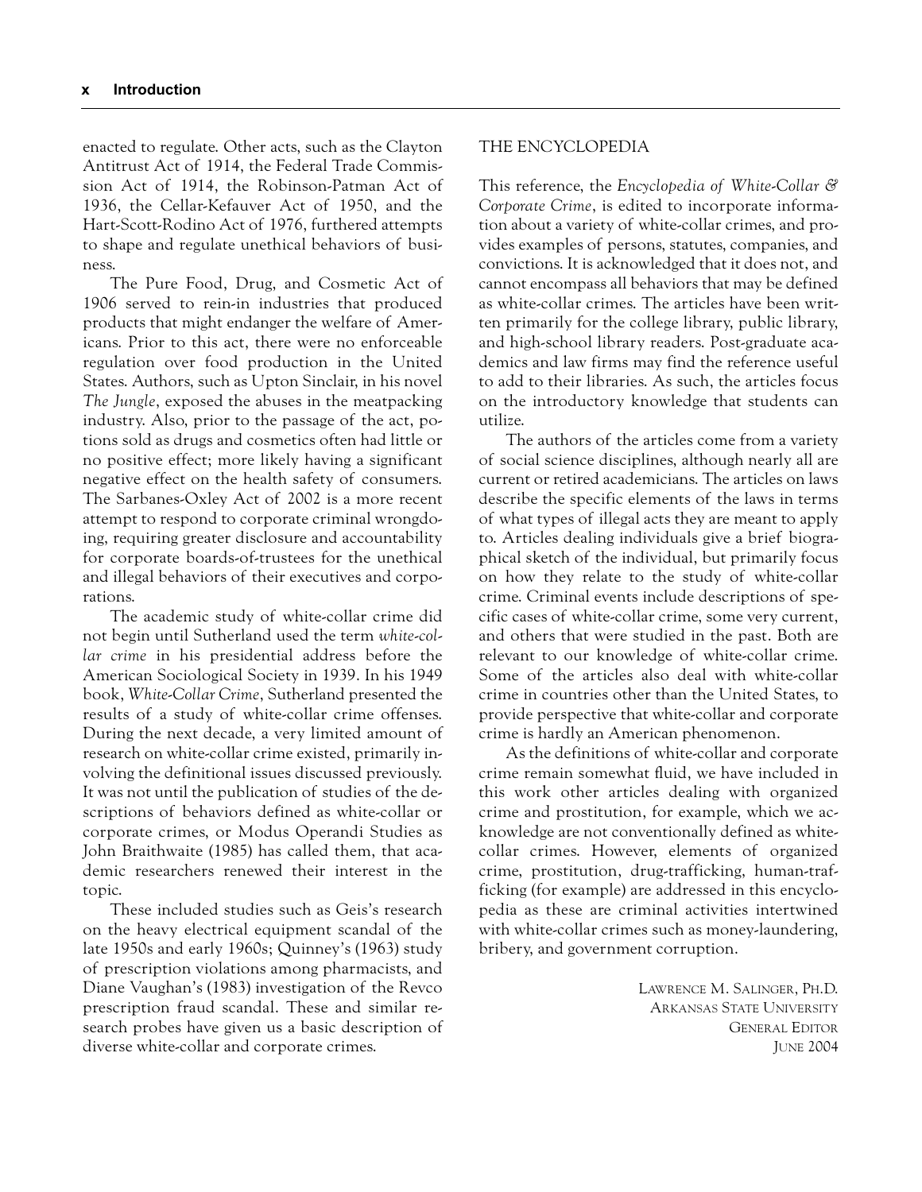enacted to regulate. Other acts, such as the Clayton Antitrust Act of 1914, the Federal Trade Commission Act of 1914, the Robinson-Patman Act of 1936, the Cellar-Kefauver Act of 1950, and the Hart-Scott-Rodino Act of 1976, furthered attempts to shape and regulate unethical behaviors of business.

The Pure Food, Drug, and Cosmetic Act of 1906 served to rein-in industries that produced products that might endanger the welfare of Americans. Prior to this act, there were no enforceable regulation over food production in the United States. Authors, such as Upton Sinclair, in his novel *The Jungle*, exposed the abuses in the meatpacking industry. Also, prior to the passage of the act, potions sold as drugs and cosmetics often had little or no positive effect; more likely having a significant negative effect on the health safety of consumers. The Sarbanes-Oxley Act of 2002 is a more recent attempt to respond to corporate criminal wrongdoing, requiring greater disclosure and accountability for corporate boards-of-trustees for the unethical and illegal behaviors of their executives and corporations.

The academic study of white-collar crime did not begin until Sutherland used the term *white-collar crime* in his presidential address before the American Sociological Society in 1939. In his 1949 book, *White-Collar Crime*, Sutherland presented the results of a study of white-collar crime offenses. During the next decade, a very limited amount of research on white-collar crime existed, primarily involving the definitional issues discussed previously. It was not until the publication of studies of the descriptions of behaviors defined as white-collar or corporate crimes, or Modus Operandi Studies as John Braithwaite (1985) has called them, that academic researchers renewed their interest in the topic.

These included studies such as Geis's research on the heavy electrical equipment scandal of the late 1950s and early 1960s; Quinney's (1963) study of prescription violations among pharmacists, and Diane Vaughan's (1983) investigation of the Revco prescription fraud scandal. These and similar research probes have given us a basic description of diverse white-collar and corporate crimes.

## THE ENCYCLOPEDIA

This reference, the *Encyclopedia of White-Collar & Corporate Crime*, is edited to incorporate information about a variety of white-collar crimes, and provides examples of persons, statutes, companies, and convictions. It is acknowledged that it does not, and cannot encompass all behaviors that may be defined as white-collar crimes. The articles have been written primarily for the college library, public library, and high-school library readers. Post-graduate academics and law firms may find the reference useful to add to their libraries. As such, the articles focus on the introductory knowledge that students can utilize.

The authors of the articles come from a variety of social science disciplines, although nearly all are current or retired academicians. The articles on laws describe the specific elements of the laws in terms of what types of illegal acts they are meant to apply to. Articles dealing individuals give a brief biographical sketch of the individual, but primarily focus on how they relate to the study of white-collar crime. Criminal events include descriptions of specific cases of white-collar crime, some very current, and others that were studied in the past. Both are relevant to our knowledge of white-collar crime. Some of the articles also deal with white-collar crime in countries other than the United States, to provide perspective that white-collar and corporate crime is hardly an American phenomenon.

As the definitions of white-collar and corporate crime remain somewhat fluid, we have included in this work other articles dealing with organized crime and prostitution, for example, which we acknowledge are not conventionally defined as white-collar crimes. However, elements of organized crime, prostitution, drug-trafficking, human-trafficking (for example) are addressed in this encyclopedia as these are criminal activities intertwined with white-collar crimes such as money-laundering, bribery, and government corruption.

Lawrence M. Salinger, Ph.D.  
Arkansas State University  
General Editor  
June 2004